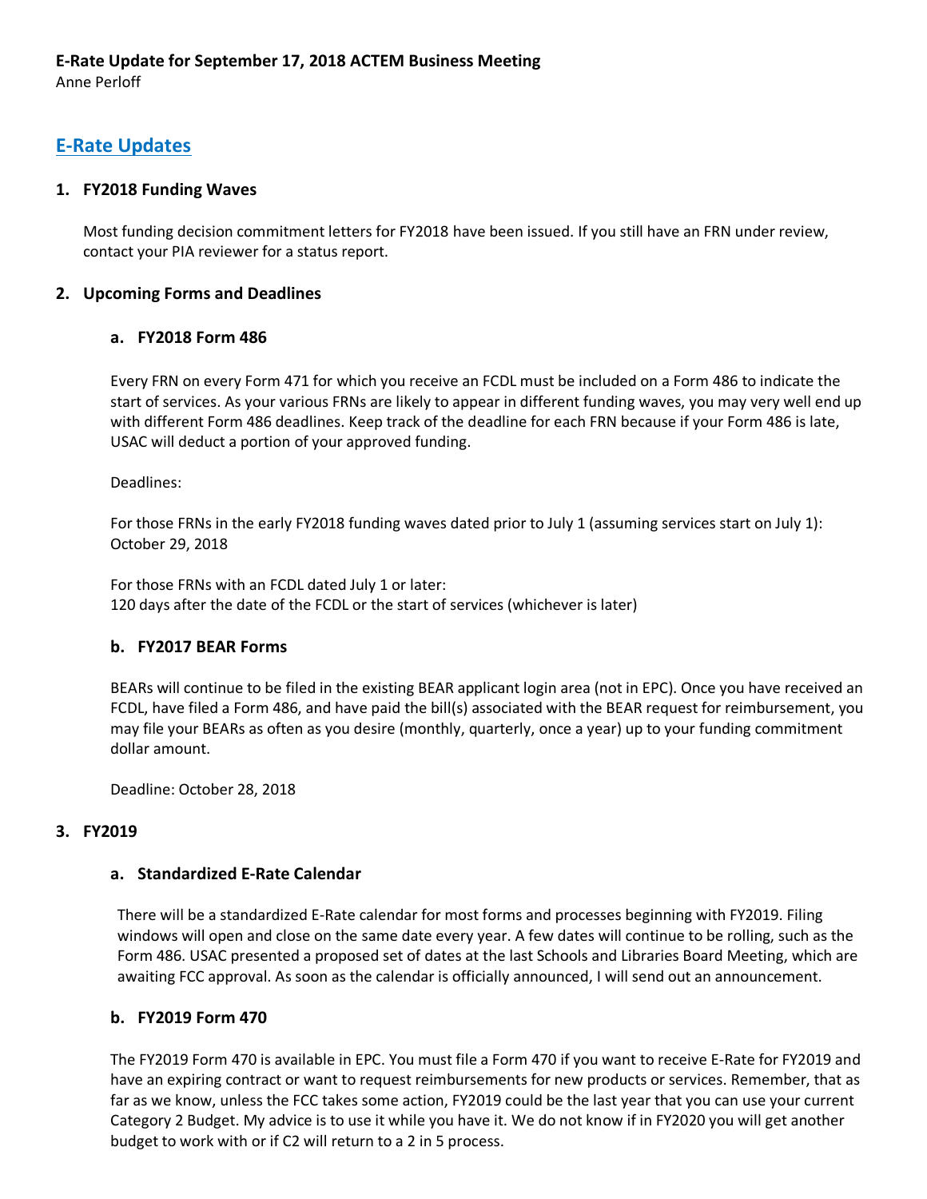**E-Rate Update for September 17, 2018 ACTEM Business Meeting**

Anne Perloff

## E-Rate Updates

### 1. FY2018 Funding Waves

Most funding decision commitment letters for FY2018 have been issued. If you still have an FRN under review, contact your PIA reviewer for a status report.

### 2. Upcoming Forms and Deadlines

#### a. FY2018 Form 486

Every FRN on every Form 471 for which you receive an FCDL must be included on a Form 486 to indicate the start of services. As your various FRNs are likely to appear in different funding waves, you may very well end up with different Form 486 deadlines. Keep track of the deadline for each FRN because if your Form 486 is late, USAC will deduct a portion of your approved funding.

Deadlines:

For those FRNs in the early FY2018 funding waves dated prior to July 1 (assuming services start on July 1): October 29, 2018

For those FRNs with an FCDL dated July 1 or later:
120 days after the date of the FCDL or the start of services (whichever is later)

#### b. FY2017 BEAR Forms

BEARs will continue to be filed in the existing BEAR applicant login area (not in EPC). Once you have received an FCDL, have filed a Form 486, and have paid the bill(s) associated with the BEAR request for reimbursement, you may file your BEARs as often as you desire (monthly, quarterly, once a year) up to your funding commitment dollar amount.

Deadline: October 28, 2018

### 3. FY2019

#### a. Standardized E-Rate Calendar

There will be a standardized E-Rate calendar for most forms and processes beginning with FY2019. Filing windows will open and close on the same date every year. A few dates will continue to be rolling, such as the Form 486. USAC presented a proposed set of dates at the last Schools and Libraries Board Meeting, which are awaiting FCC approval. As soon as the calendar is officially announced, I will send out an announcement.

#### b. FY2019 Form 470

The FY2019 Form 470 is available in EPC. You must file a Form 470 if you want to receive E-Rate for FY2019 and have an expiring contract or want to request reimbursements for new products or services. Remember, that as far as we know, unless the FCC takes some action, FY2019 could be the last year that you can use your current Category 2 Budget. My advice is to use it while you have it. We do not know if in FY2020 you will get another budget to work with or if C2 will return to a 2 in 5 process.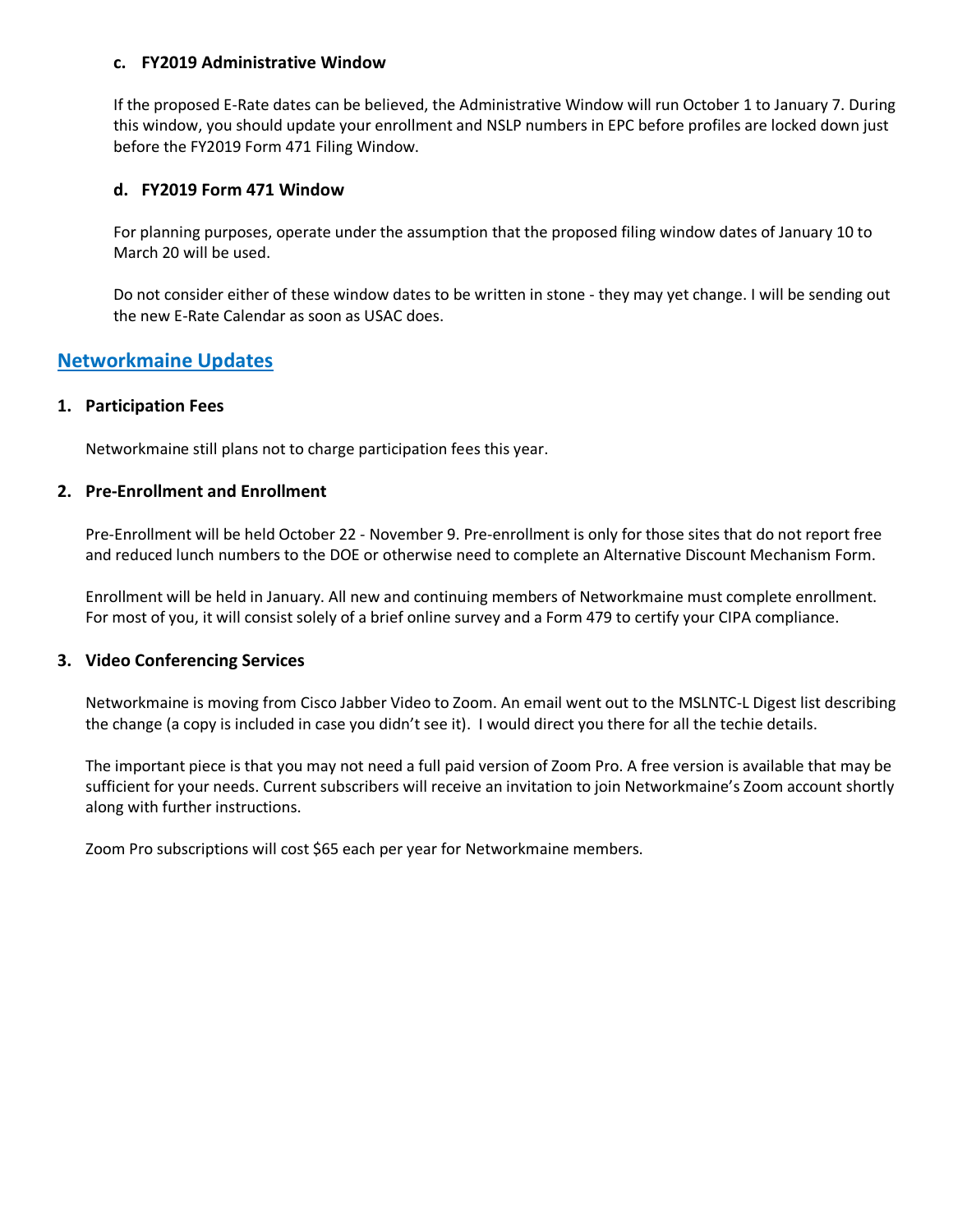#### c. FY2019 Administrative Window

If the proposed E-Rate dates can be believed, the Administrative Window will run October 1 to January 7. During this window, you should update your enrollment and NSLP numbers in EPC before profiles are locked down just before the FY2019 Form 471 Filing Window.

#### d. FY2019 Form 471 Window

For planning purposes, operate under the assumption that the proposed filing window dates of January 10 to March 20 will be used.

Do not consider either of these window dates to be written in stone - they may yet change. I will be sending out the new E-Rate Calendar as soon as USAC does.

## Networkmaine Updates

### 1. Participation Fees

Networkmaine still plans not to charge participation fees this year.

### 2. Pre-Enrollment and Enrollment

Pre-Enrollment will be held October 22 - November 9. Pre-enrollment is only for those sites that do not report free and reduced lunch numbers to the DOE or otherwise need to complete an Alternative Discount Mechanism Form.

Enrollment will be held in January. All new and continuing members of Networkmaine must complete enrollment. For most of you, it will consist solely of a brief online survey and a Form 479 to certify your CIPA compliance.

### 3. Video Conferencing Services

Networkmaine is moving from Cisco Jabber Video to Zoom. An email went out to the MSLNTC-L Digest list describing the change (a copy is included in case you didn't see it). I would direct you there for all the techie details.

The important piece is that you may not need a full paid version of Zoom Pro. A free version is available that may be sufficient for your needs. Current subscribers will receive an invitation to join Networkmaine's Zoom account shortly along with further instructions.

Zoom Pro subscriptions will cost $65 each per year for Networkmaine members.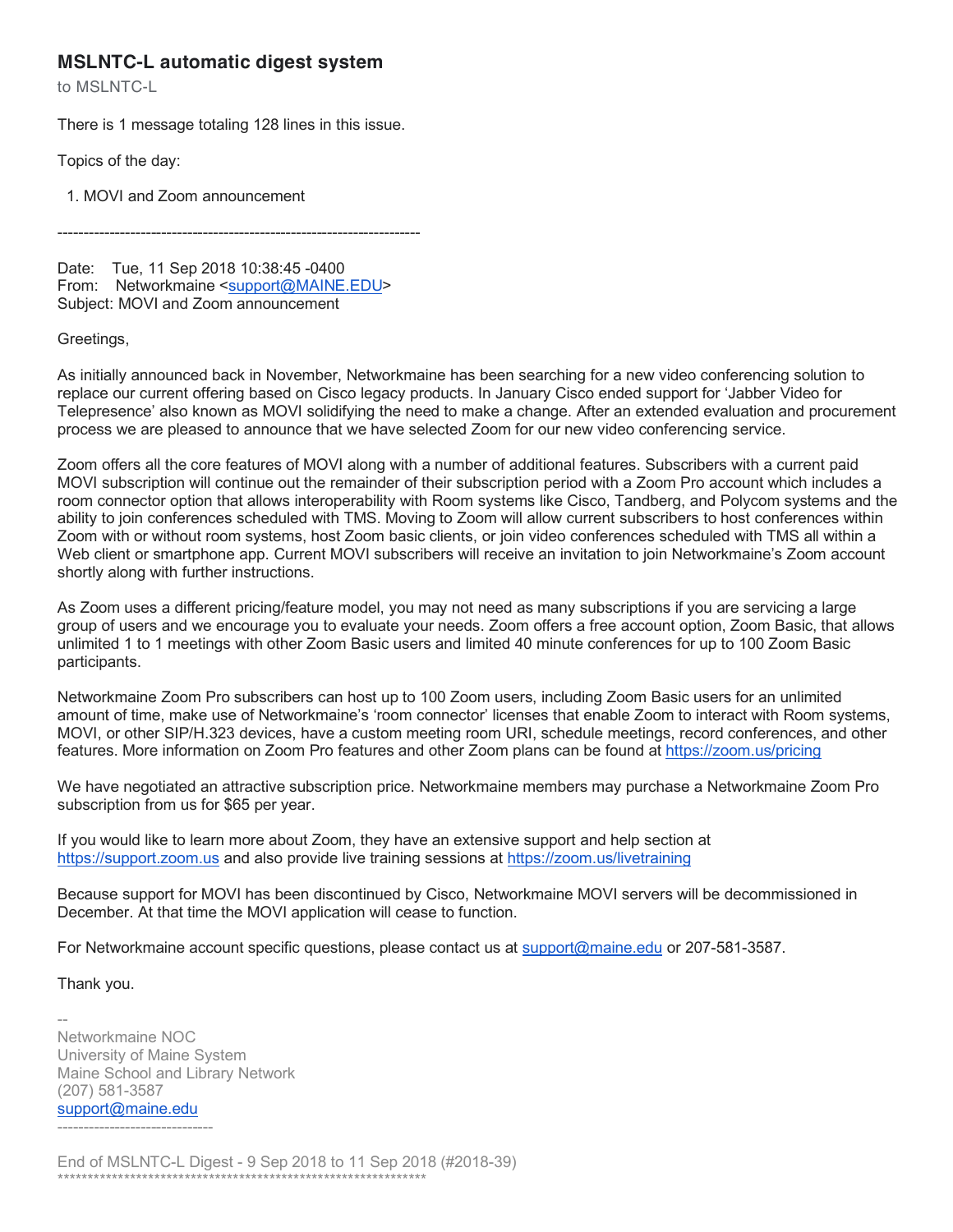## MSLNTC-L automatic digest system

to MSLNTC-L

There is 1 message totaling 128 lines in this issue.

Topics of the day:

1. MOVI and Zoom announcement

----------------------------------------------------------------------

Date: Tue, 11 Sep 2018 10:38:45 -0400
From: Networkmaine <support@MAINE.EDU>
Subject: MOVI and Zoom announcement

Greetings,

As initially announced back in November, Networkmaine has been searching for a new video conferencing solution to replace our current offering based on Cisco legacy products. In January Cisco ended support for 'Jabber Video for Telepresence' also known as MOVI solidifying the need to make a change. After an extended evaluation and procurement process we are pleased to announce that we have selected Zoom for our new video conferencing service.

Zoom offers all the core features of MOVI along with a number of additional features. Subscribers with a current paid MOVI subscription will continue out the remainder of their subscription period with a Zoom Pro account which includes a room connector option that allows interoperability with Room systems like Cisco, Tandberg, and Polycom systems and the ability to join conferences scheduled with TMS. Moving to Zoom will allow current subscribers to host conferences within Zoom with or without room systems, host Zoom basic clients, or join video conferences scheduled with TMS all within a Web client or smartphone app. Current MOVI subscribers will receive an invitation to join Networkmaine's Zoom account shortly along with further instructions.

As Zoom uses a different pricing/feature model, you may not need as many subscriptions if you are servicing a large group of users and we encourage you to evaluate your needs. Zoom offers a free account option, Zoom Basic, that allows unlimited 1 to 1 meetings with other Zoom Basic users and limited 40 minute conferences for up to 100 Zoom Basic participants.

Networkmaine Zoom Pro subscribers can host up to 100 Zoom users, including Zoom Basic users for an unlimited amount of time, make use of Networkmaine's 'room connector' licenses that enable Zoom to interact with Room systems, MOVI, or other SIP/H.323 devices, have a custom meeting room URI, schedule meetings, record conferences, and other features. More information on Zoom Pro features and other Zoom plans can be found at https://zoom.us/pricing

We have negotiated an attractive subscription price. Networkmaine members may purchase a Networkmaine Zoom Pro subscription from us for $65 per year.

If you would like to learn more about Zoom, they have an extensive support and help section at https://support.zoom.us and also provide live training sessions at https://zoom.us/livetraining

Because support for MOVI has been discontinued by Cisco, Networkmaine MOVI servers will be decommissioned in December. At that time the MOVI application will cease to function.

For Networkmaine account specific questions, please contact us at support@maine.edu or 207-581-3587.

Thank you.

--
Networkmaine NOC
University of Maine System
Maine School and Library Network
(207) 581-3587
support@maine.edu

------------------------------

End of MSLNTC-L Digest - 9 Sep 2018 to 11 Sep 2018 (#2018-39)
**************************************************************